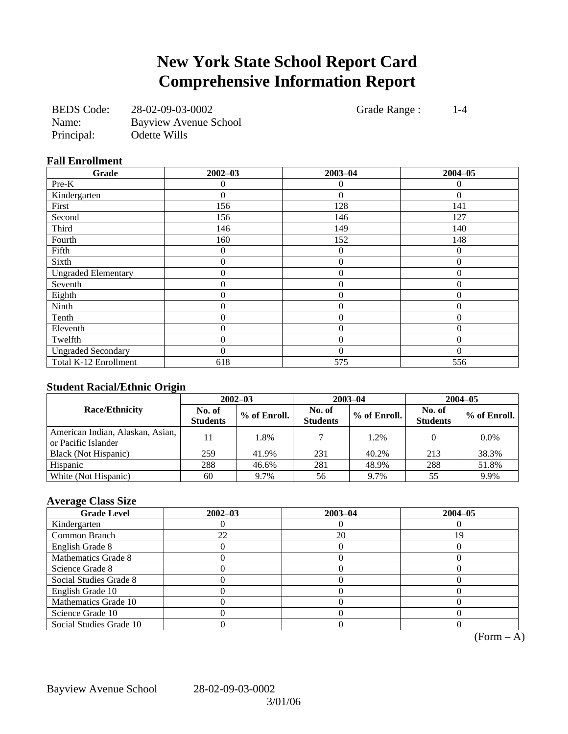# New York State School Report Card
# Comprehensive Information Report

BEDS Code: 28-02-09-03-0002  
Name: Bayview Avenue School  
Principal: Odette Wills  
Grade Range : 1-4

### Fall Enrollment

| Grade | 2002–03 | 2003–04 | 2004–05 |
|---|---|---|---|
| Pre-K | 0 | 0 | 0 |
| Kindergarten | 0 | 0 | 0 |
| First | 156 | 128 | 141 |
| Second | 156 | 146 | 127 |
| Third | 146 | 149 | 140 |
| Fourth | 160 | 152 | 148 |
| Fifth | 0 | 0 | 0 |
| Sixth | 0 | 0 | 0 |
| Ungraded Elementary | 0 | 0 | 0 |
| Seventh | 0 | 0 | 0 |
| Eighth | 0 | 0 | 0 |
| Ninth | 0 | 0 | 0 |
| Tenth | 0 | 0 | 0 |
| Eleventh | 0 | 0 | 0 |
| Twelfth | 0 | 0 | 0 |
| Ungraded Secondary | 0 | 0 | 0 |
| Total K-12 Enrollment | 618 | 575 | 556 |

### Student Racial/Ethnic Origin

| Race/Ethnicity | 2002–03 | | 2003–04 | | 2004–05 | |
|---|---|---|---|---|---|---|
| | No. of Students | % of Enroll. | No. of Students | % of Enroll. | No. of Students | % of Enroll. |
| American Indian, Alaskan, Asian, or Pacific Islander | 11 | 1.8% | 7 | 1.2% | 0 | 0.0% |
| Black (Not Hispanic) | 259 | 41.9% | 231 | 40.2% | 213 | 38.3% |
| Hispanic | 288 | 46.6% | 281 | 48.9% | 288 | 51.8% |
| White (Not Hispanic) | 60 | 9.7% | 56 | 9.7% | 55 | 9.9% |

### Average Class Size

| Grade Level | 2002–03 | 2003–04 | 2004–05 |
|---|---|---|---|
| Kindergarten | 0 | 0 | 0 |
| Common Branch | 22 | 20 | 19 |
| English Grade 8 | 0 | 0 | 0 |
| Mathematics Grade 8 | 0 | 0 | 0 |
| Science Grade 8 | 0 | 0 | 0 |
| Social Studies Grade 8 | 0 | 0 | 0 |
| English Grade 10 | 0 | 0 | 0 |
| Mathematics Grade 10 | 0 | 0 | 0 |
| Science Grade 10 | 0 | 0 | 0 |
| Social Studies Grade 10 | 0 | 0 | 0 |

(Form – A)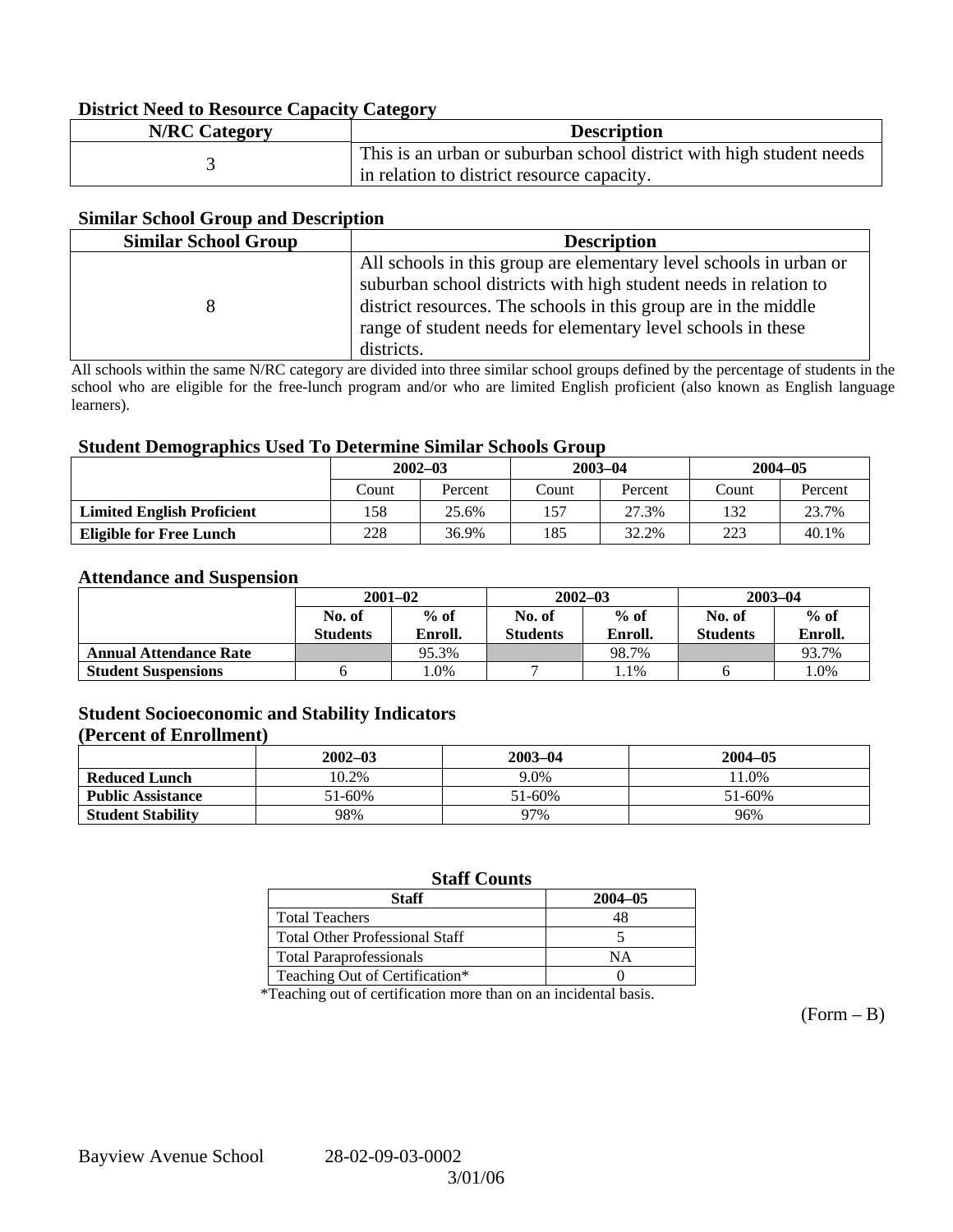### District Need to Resource Capacity Category

| N/RC Category | Description |
|---|---|
| 3 | This is an urban or suburban school district with high student needs in relation to district resource capacity. |

### Similar School Group and Description

| Similar School Group | Description |
|---|---|
| 8 | All schools in this group are elementary level schools in urban or suburban school districts with high student needs in relation to district resources. The schools in this group are in the middle range of student needs for elementary level schools in these districts. |

All schools within the same N/RC category are divided into three similar school groups defined by the percentage of students in the school who are eligible for the free-lunch program and/or who are limited English proficient (also known as English language learners).

### Student Demographics Used To Determine Similar Schools Group

| | 2002–03 | | 2003–04 | | 2004–05 | |
|---|---|---|---|---|---|---|
| | Count | Percent | Count | Percent | Count | Percent |
| **Limited English Proficient** | 158 | 25.6% | 157 | 27.3% | 132 | 23.7% |
| **Eligible for Free Lunch** | 228 | 36.9% | 185 | 32.2% | 223 | 40.1% |

### Attendance and Suspension

| | 2001–02 | | 2002–03 | | 2003–04 | |
|---|---|---|---|---|---|---|
| | No. of Students | % of Enroll. | No. of Students | % of Enroll. | No. of Students | % of Enroll. |
| **Annual Attendance Rate** | | 95.3% | | 98.7% | | 93.7% |
| **Student Suspensions** | 6 | 1.0% | 7 | 1.1% | 6 | 1.0% |

### Student Socioeconomic and Stability Indicators (Percent of Enrollment)

| | 2002–03 | 2003–04 | 2004–05 |
|---|---|---|---|
| **Reduced Lunch** | 10.2% | 9.0% | 11.0% |
| **Public Assistance** | 51-60% | 51-60% | 51-60% |
| **Student Stability** | 98% | 97% | 96% |

### Staff Counts

| Staff | 2004–05 |
|---|---|
| Total Teachers | 48 |
| Total Other Professional Staff | 5 |
| Total Paraprofessionals | NA |
| Teaching Out of Certification* | 0 |

*Teaching out of certification more than on an incidental basis.

(Form – B)

Bayview Avenue School 28-02-09-03-0002

3/01/06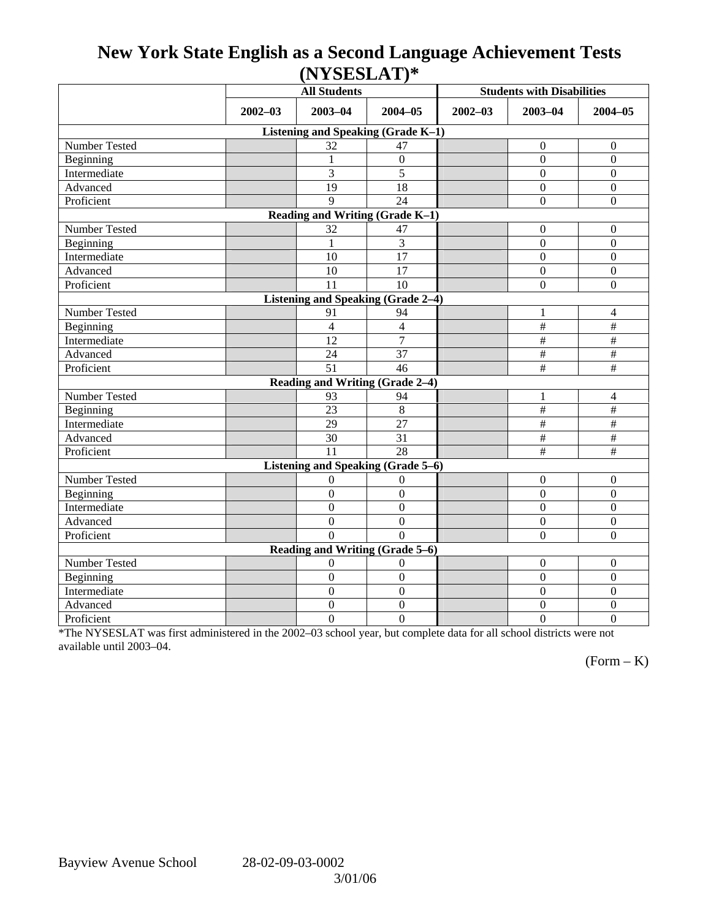# New York State English as a Second Language Achievement Tests (NYSESLAT)*

| | All Students | | | Students with Disabilities | | |
|---|---|---|---|---|---|---|
| | 2002–03 | 2003–04 | 2004–05 | 2002–03 | 2003–04 | 2004–05 |
| **Listening and Speaking (Grade K–1)** | | | | | | |
| Number Tested | | 32 | 47 | | 0 | 0 |
| Beginning | | 1 | 0 | | 0 | 0 |
| Intermediate | | 3 | 5 | | 0 | 0 |
| Advanced | | 19 | 18 | | 0 | 0 |
| Proficient | | 9 | 24 | | 0 | 0 |
| **Reading and Writing (Grade K–1)** | | | | | | |
| Number Tested | | 32 | 47 | | 0 | 0 |
| Beginning | | 1 | 3 | | 0 | 0 |
| Intermediate | | 10 | 17 | | 0 | 0 |
| Advanced | | 10 | 17 | | 0 | 0 |
| Proficient | | 11 | 10 | | 0 | 0 |
| **Listening and Speaking (Grade 2–4)** | | | | | | |
| Number Tested | | 91 | 94 | | 1 | 4 |
| Beginning | | 4 | 4 | | # | # |
| Intermediate | | 12 | 7 | | # | # |
| Advanced | | 24 | 37 | | # | # |
| Proficient | | 51 | 46 | | # | # |
| **Reading and Writing (Grade 2–4)** | | | | | | |
| Number Tested | | 93 | 94 | | 1 | 4 |
| Beginning | | 23 | 8 | | # | # |
| Intermediate | | 29 | 27 | | # | # |
| Advanced | | 30 | 31 | | # | # |
| Proficient | | 11 | 28 | | # | # |
| **Listening and Speaking (Grade 5–6)** | | | | | | |
| Number Tested | | 0 | 0 | | 0 | 0 |
| Beginning | | 0 | 0 | | 0 | 0 |
| Intermediate | | 0 | 0 | | 0 | 0 |
| Advanced | | 0 | 0 | | 0 | 0 |
| Proficient | | 0 | 0 | | 0 | 0 |
| **Reading and Writing (Grade 5–6)** | | | | | | |
| Number Tested | | 0 | 0 | | 0 | 0 |
| Beginning | | 0 | 0 | | 0 | 0 |
| Intermediate | | 0 | 0 | | 0 | 0 |
| Advanced | | 0 | 0 | | 0 | 0 |
| Proficient | | 0 | 0 | | 0 | 0 |

*The NYSESLAT was first administered in the 2002–03 school year, but complete data for all school districts were not available until 2003–04.

(Form – K)

Bayview Avenue School 28-02-09-03-0002

3/01/06